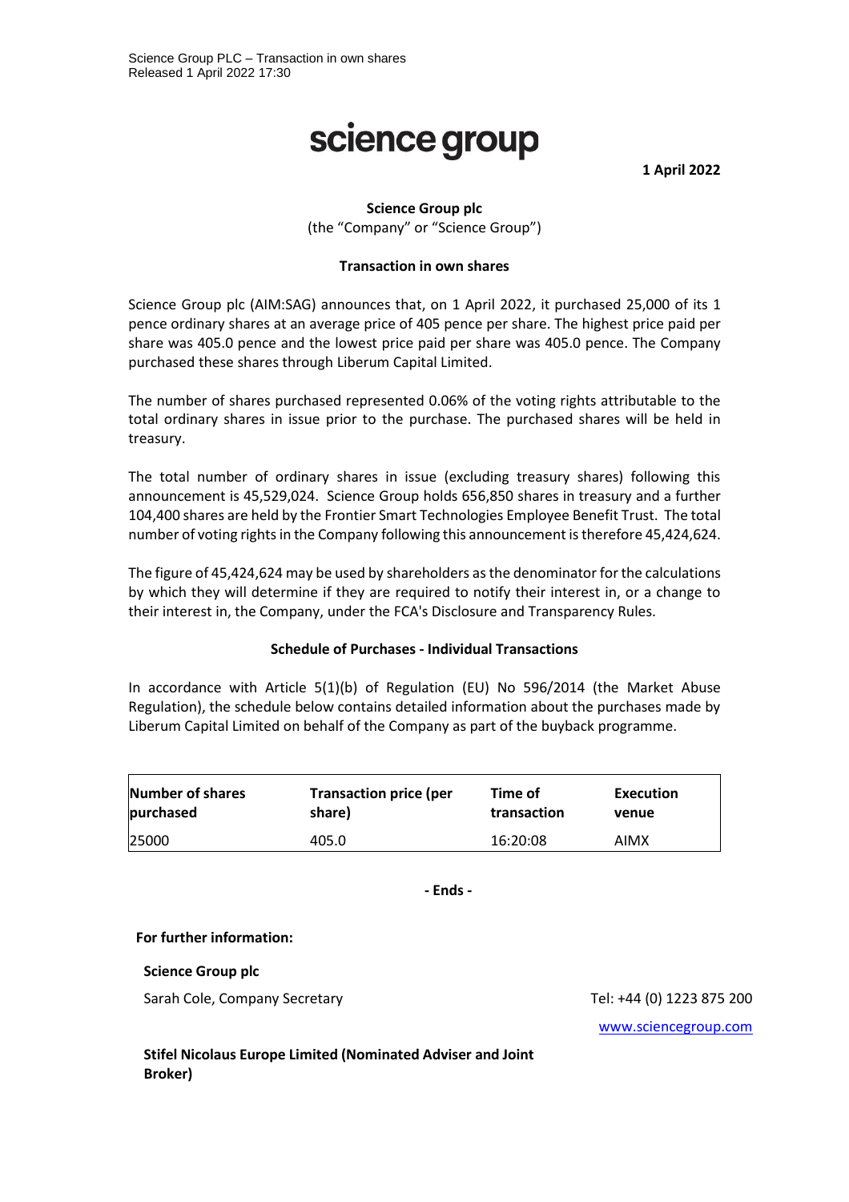Science Group PLC – Transaction in own shares
Released 1 April 2022 17:30

# science group

**1 April 2022**

**Science Group plc**
(the "Company" or "Science Group")

**Transaction in own shares**

Science Group plc (AIM:SAG) announces that, on 1 April 2022, it purchased 25,000 of its 1 pence ordinary shares at an average price of 405 pence per share. The highest price paid per share was 405.0 pence and the lowest price paid per share was 405.0 pence. The Company purchased these shares through Liberum Capital Limited.

The number of shares purchased represented 0.06% of the voting rights attributable to the total ordinary shares in issue prior to the purchase. The purchased shares will be held in treasury.

The total number of ordinary shares in issue (excluding treasury shares) following this announcement is 45,529,024. Science Group holds 656,850 shares in treasury and a further 104,400 shares are held by the Frontier Smart Technologies Employee Benefit Trust. The total number of voting rights in the Company following this announcement is therefore 45,424,624.

The figure of 45,424,624 may be used by shareholders as the denominator for the calculations by which they will determine if they are required to notify their interest in, or a change to their interest in, the Company, under the FCA's Disclosure and Transparency Rules.

**Schedule of Purchases - Individual Transactions**

In accordance with Article 5(1)(b) of Regulation (EU) No 596/2014 (the Market Abuse Regulation), the schedule below contains detailed information about the purchases made by Liberum Capital Limited on behalf of the Company as part of the buyback programme.

| Number of shares purchased | Transaction price (per share) | Time of transaction | Execution venue |
|---|---|---|---|
| 25000 | 405.0 | 16:20:08 | AIMX |

**- Ends -**

**For further information:**

**Science Group plc**

Sarah Cole, Company Secretary — Tel: +44 (0) 1223 875 200

www.sciencegroup.com

**Stifel Nicolaus Europe Limited (Nominated Adviser and Joint Broker)**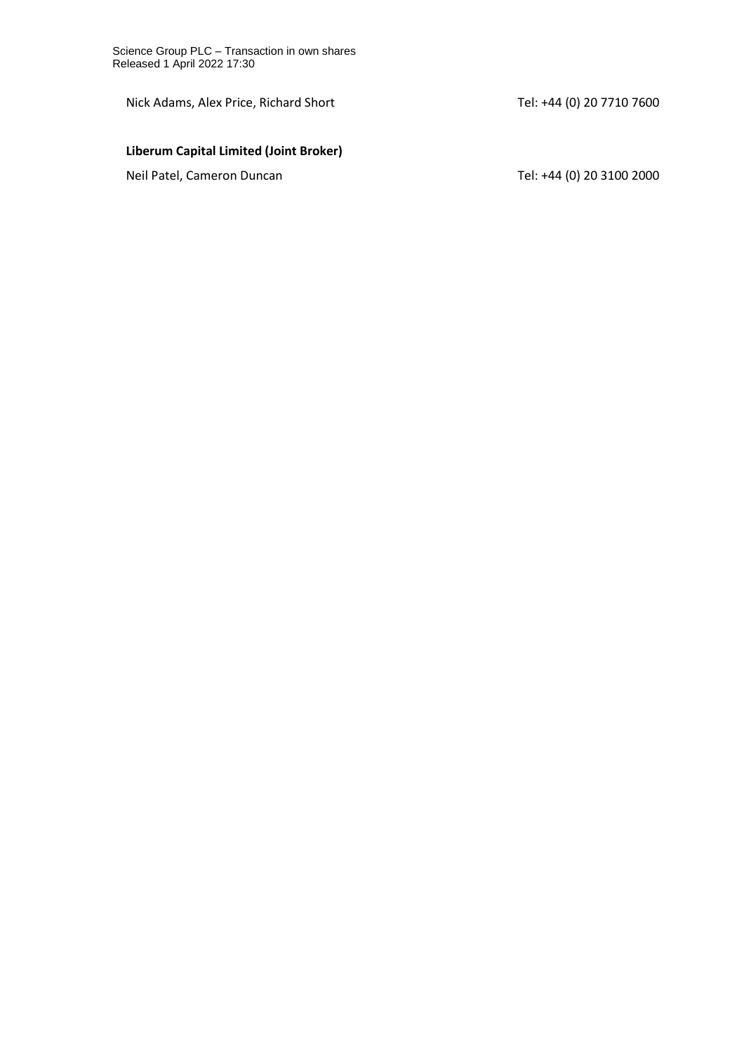Nick Adams, Alex Price, Richard Short Tel: +44 (0) 20 7710 7600

**Liberum Capital Limited (Joint Broker)**

Neil Patel, Cameron Duncan Tel: +44 (0) 20 3100 2000